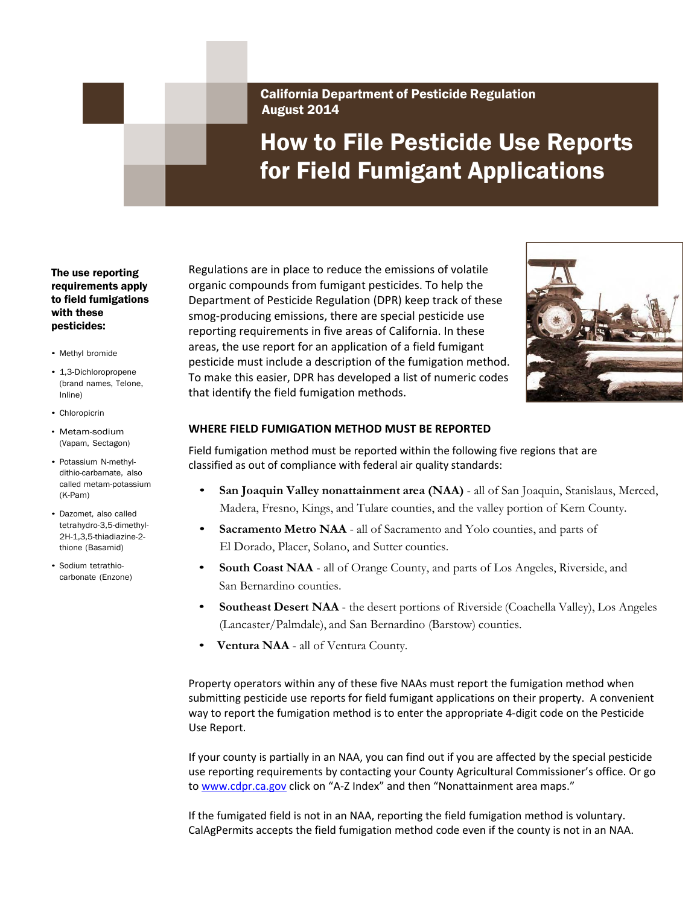California Department of Pesticide Regulation
August 2014

# How to File Pesticide Use Reports for Field Fumigant Applications

**The use reporting requirements apply to field fumigations with these pesticides:**

- Methyl bromide
- 1,3-Dichloropropene (brand names, Telone, Inline)
- Chloropicrin
- Metam-sodium (Vapam, Sectagon)
- Potassium N-methyl-dithio-carbamate, also called metam-potassium (K-Pam)
- Dazomet, also called tetrahydro-3,5-dimethyl-2H-1,3,5-thiadiazine-2-thione (Basamid)
- Sodium tetrathio-carbonate (Enzone)

Regulations are in place to reduce the emissions of volatile organic compounds from fumigant pesticides. To help the Department of Pesticide Regulation (DPR) keep track of these smog-producing emissions, there are special pesticide use reporting requirements in five areas of California. In these areas, the use report for an application of a field fumigant pesticide must include a description of the fumigation method. To make this easier, DPR has developed a list of numeric codes that identify the field fumigation methods.

## WHERE FIELD FUMIGATION METHOD MUST BE REPORTED

Field fumigation method must be reported within the following five regions that are classified as out of compliance with federal air quality standards:

- **San Joaquin Valley nonattainment area (NAA)** - all of San Joaquin, Stanislaus, Merced, Madera, Fresno, Kings, and Tulare counties, and the valley portion of Kern County.
- **Sacramento Metro NAA** - all of Sacramento and Yolo counties, and parts of El Dorado, Placer, Solano, and Sutter counties.
- **South Coast NAA** - all of Orange County, and parts of Los Angeles, Riverside, and San Bernardino counties.
- **Southeast Desert NAA** - the desert portions of Riverside (Coachella Valley), Los Angeles (Lancaster/Palmdale), and San Bernardino (Barstow) counties.
- **Ventura NAA** - all of Ventura County.

Property operators within any of these five NAAs must report the fumigation method when submitting pesticide use reports for field fumigant applications on their property. A convenient way to report the fumigation method is to enter the appropriate 4-digit code on the Pesticide Use Report.

If your county is partially in an NAA, you can find out if you are affected by the special pesticide use reporting requirements by contacting your County Agricultural Commissioner's office. Or go to www.cdpr.ca.gov click on "A-Z Index" and then "Nonattainment area maps."

If the fumigated field is not in an NAA, reporting the field fumigation method is voluntary. CalAgPermits accepts the field fumigation method code even if the county is not in an NAA.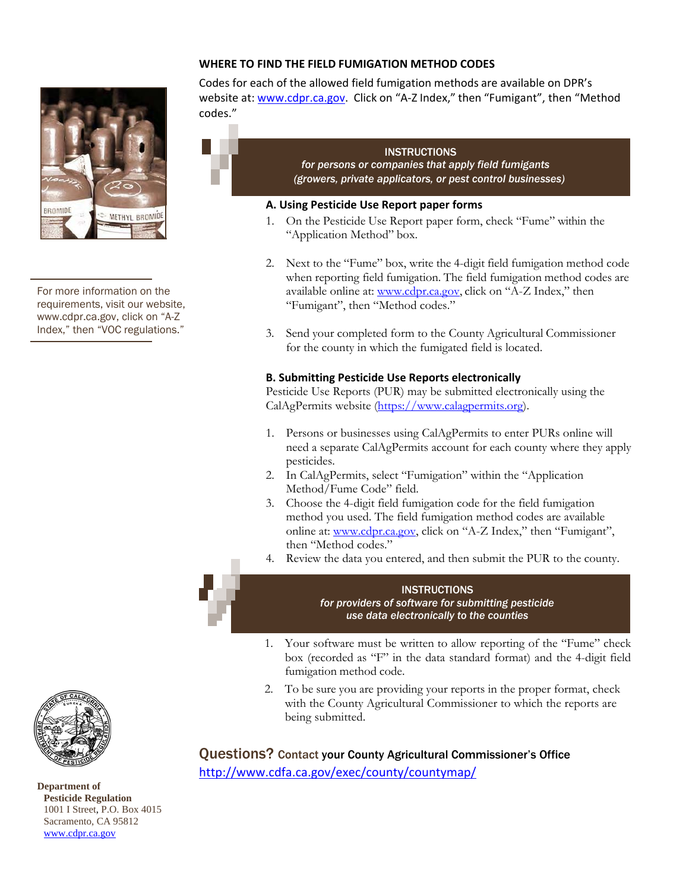## WHERE TO FIND THE FIELD FUMIGATION METHOD CODES

Codes for each of the allowed field fumigation methods are available on DPR's website at: www.cdpr.ca.gov. Click on "A-Z Index," then "Fumigant", then "Method codes."

For more information on the requirements, visit our website, www.cdpr.ca.gov, click on "A-Z Index," then "VOC regulations."

### INSTRUCTIONS
*for persons or companies that apply field fumigants (growers, private applicators, or pest control businesses)*

#### A. Using Pesticide Use Report paper forms

1. On the Pesticide Use Report paper form, check "Fume" within the "Application Method" box.

2. Next to the "Fume" box, write the 4-digit field fumigation method code when reporting field fumigation. The field fumigation method codes are available online at: www.cdpr.ca.gov, click on "A-Z Index," then "Fumigant", then "Method codes."

3. Send your completed form to the County Agricultural Commissioner for the county in which the fumigated field is located.

#### B. Submitting Pesticide Use Reports electronically

Pesticide Use Reports (PUR) may be submitted electronically using the CalAgPermits website (https://www.calagpermits.org).

1. Persons or businesses using CalAgPermits to enter PURs online will need a separate CalAgPermits account for each county where they apply pesticides.
2. In CalAgPermits, select "Fumigation" within the "Application Method/Fume Code" field.
3. Choose the 4-digit field fumigation code for the field fumigation method you used. The field fumigation method codes are available online at: www.cdpr.ca.gov, click on "A-Z Index," then "Fumigant", then "Method codes."
4. Review the data you entered, and then submit the PUR to the county.

### INSTRUCTIONS
*for providers of software for submitting pesticide use data electronically to the counties*

1. Your software must be written to allow reporting of the "Fume" check box (recorded as "F" in the data standard format) and the 4-digit field fumigation method code.

2. To be sure you are providing your reports in the proper format, check with the County Agricultural Commissioner to which the reports are being submitted.

**Questions?** Contact your County Agricultural Commissioner's Office
http://www.cdfa.ca.gov/exec/county/countymap/

**Department of Pesticide Regulation**
1001 I Street, P.O. Box 4015
Sacramento, CA 95812
www.cdpr.ca.gov